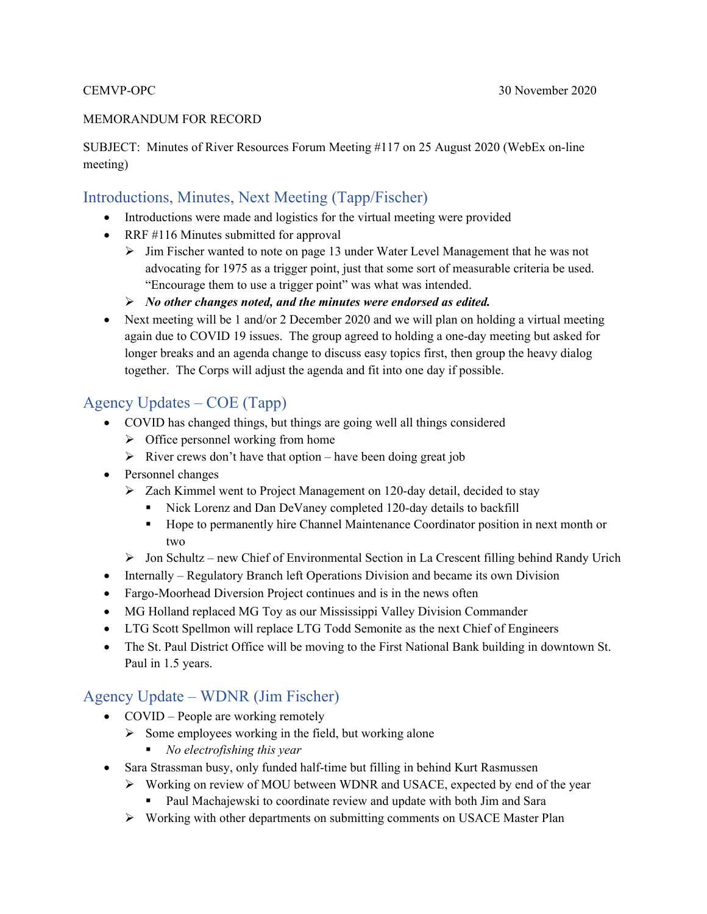CEMVP-OPC 30 November 2020

MEMORANDUM FOR RECORD

SUBJECT: Minutes of River Resources Forum Meeting #117 on 25 August 2020 (WebEx on-line meeting)

## Introductions, Minutes, Next Meeting (Tapp/Fischer)

- Introductions were made and logistics for the virtual meeting were provided
- RRF #116 Minutes submitted for approval
  - Jim Fischer wanted to note on page 13 under Water Level Management that he was not advocating for 1975 as a trigger point, just that some sort of measurable criteria be used. "Encourage them to use a trigger point" was what was intended.
  - ***No other changes noted, and the minutes were endorsed as edited.***
- Next meeting will be 1 and/or 2 December 2020 and we will plan on holding a virtual meeting again due to COVID 19 issues. The group agreed to holding a one-day meeting but asked for longer breaks and an agenda change to discuss easy topics first, then group the heavy dialog together. The Corps will adjust the agenda and fit into one day if possible.

## Agency Updates – COE (Tapp)

- COVID has changed things, but things are going well all things considered
  - Office personnel working from home
  - River crews don't have that option – have been doing great job
- Personnel changes
  - Zach Kimmel went to Project Management on 120-day detail, decided to stay
    - Nick Lorenz and Dan DeVaney completed 120-day details to backfill
    - Hope to permanently hire Channel Maintenance Coordinator position in next month or two
  - Jon Schultz – new Chief of Environmental Section in La Crescent filling behind Randy Urich
- Internally – Regulatory Branch left Operations Division and became its own Division
- Fargo-Moorhead Diversion Project continues and is in the news often
- MG Holland replaced MG Toy as our Mississippi Valley Division Commander
- LTG Scott Spellmon will replace LTG Todd Semonite as the next Chief of Engineers
- The St. Paul District Office will be moving to the First National Bank building in downtown St. Paul in 1.5 years.

## Agency Update – WDNR (Jim Fischer)

- COVID – People are working remotely
  - Some employees working in the field, but working alone
    - *No electrofishing this year*
- Sara Strassman busy, only funded half-time but filling in behind Kurt Rasmussen
  - Working on review of MOU between WDNR and USACE, expected by end of the year
    - Paul Machajewski to coordinate review and update with both Jim and Sara
  - Working with other departments on submitting comments on USACE Master Plan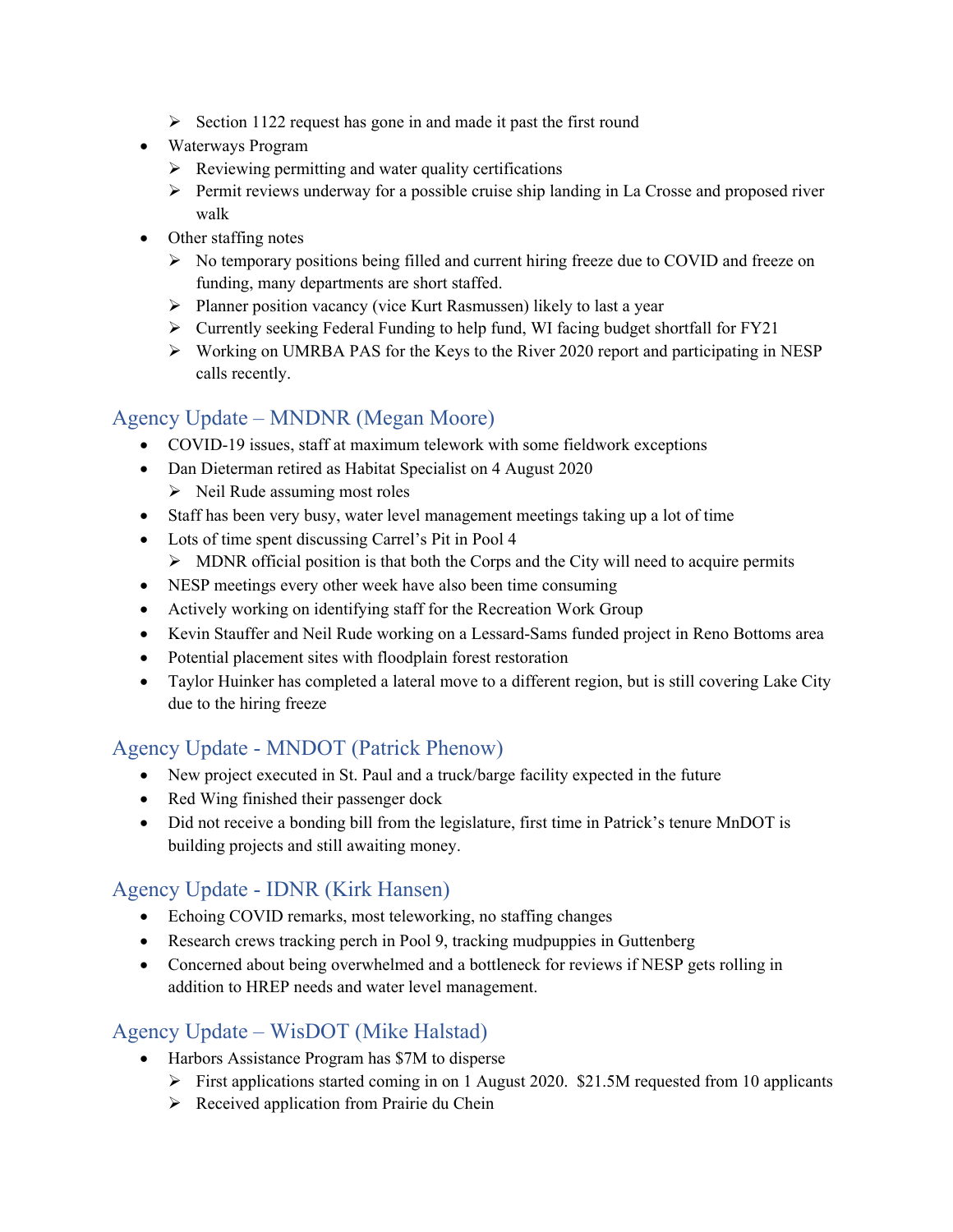- Section 1122 request has gone in and made it past the first round
- Waterways Program
    - Reviewing permitting and water quality certifications
    - Permit reviews underway for a possible cruise ship landing in La Crosse and proposed river walk
- Other staffing notes
    - No temporary positions being filled and current hiring freeze due to COVID and freeze on funding, many departments are short staffed.
    - Planner position vacancy (vice Kurt Rasmussen) likely to last a year
    - Currently seeking Federal Funding to help fund, WI facing budget shortfall for FY21
    - Working on UMRBA PAS for the Keys to the River 2020 report and participating in NESP calls recently.

## Agency Update – MNDNR (Megan Moore)

- COVID-19 issues, staff at maximum telework with some fieldwork exceptions
- Dan Dieterman retired as Habitat Specialist on 4 August 2020
    - Neil Rude assuming most roles
- Staff has been very busy, water level management meetings taking up a lot of time
- Lots of time spent discussing Carrel's Pit in Pool 4
    - MDNR official position is that both the Corps and the City will need to acquire permits
- NESP meetings every other week have also been time consuming
- Actively working on identifying staff for the Recreation Work Group
- Kevin Stauffer and Neil Rude working on a Lessard-Sams funded project in Reno Bottoms area
- Potential placement sites with floodplain forest restoration
- Taylor Huinker has completed a lateral move to a different region, but is still covering Lake City due to the hiring freeze

## Agency Update - MNDOT (Patrick Phenow)

- New project executed in St. Paul and a truck/barge facility expected in the future
- Red Wing finished their passenger dock
- Did not receive a bonding bill from the legislature, first time in Patrick's tenure MnDOT is building projects and still awaiting money.

## Agency Update - IDNR (Kirk Hansen)

- Echoing COVID remarks, most teleworking, no staffing changes
- Research crews tracking perch in Pool 9, tracking mudpuppies in Guttenberg
- Concerned about being overwhelmed and a bottleneck for reviews if NESP gets rolling in addition to HREP needs and water level management.

## Agency Update – WisDOT (Mike Halstad)

- Harbors Assistance Program has $7M to disperse
    - First applications started coming in on 1 August 2020. $21.5M requested from 10 applicants
    - Received application from Prairie du Chein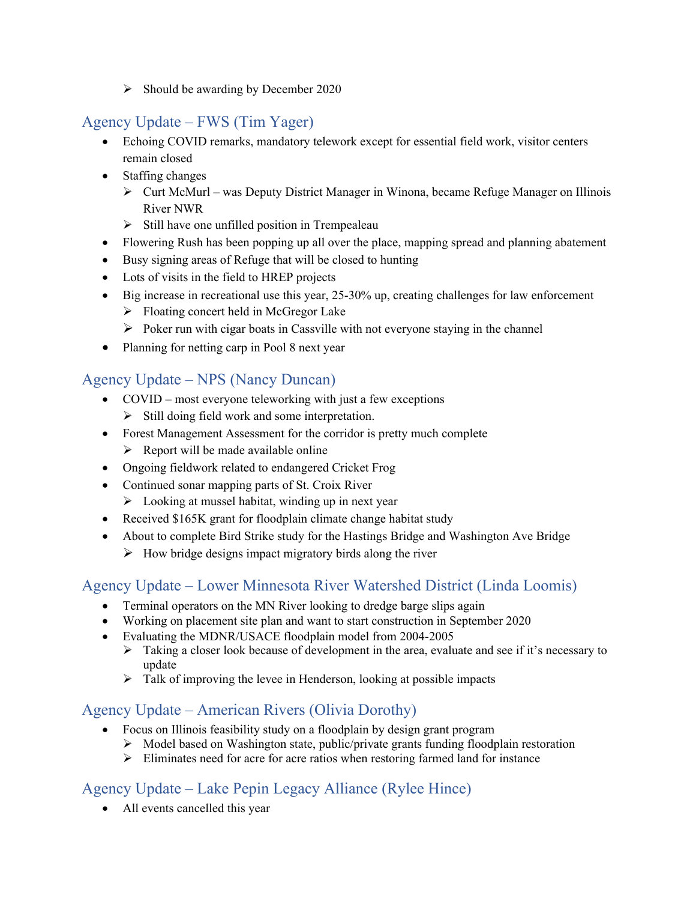- Should be awarding by December 2020

## Agency Update – FWS (Tim Yager)

- Echoing COVID remarks, mandatory telework except for essential field work, visitor centers remain closed
- Staffing changes
  - Curt McMurl – was Deputy District Manager in Winona, became Refuge Manager on Illinois River NWR
  - Still have one unfilled position in Trempealeau
- Flowering Rush has been popping up all over the place, mapping spread and planning abatement
- Busy signing areas of Refuge that will be closed to hunting
- Lots of visits in the field to HREP projects
- Big increase in recreational use this year, 25-30% up, creating challenges for law enforcement
  - Floating concert held in McGregor Lake
  - Poker run with cigar boats in Cassville with not everyone staying in the channel
- Planning for netting carp in Pool 8 next year

## Agency Update – NPS (Nancy Duncan)

- COVID – most everyone teleworking with just a few exceptions
  - Still doing field work and some interpretation.
- Forest Management Assessment for the corridor is pretty much complete
  - Report will be made available online
- Ongoing fieldwork related to endangered Cricket Frog
- Continued sonar mapping parts of St. Croix River
  - Looking at mussel habitat, winding up in next year
- Received $165K grant for floodplain climate change habitat study
- About to complete Bird Strike study for the Hastings Bridge and Washington Ave Bridge
  - How bridge designs impact migratory birds along the river

## Agency Update – Lower Minnesota River Watershed District (Linda Loomis)

- Terminal operators on the MN River looking to dredge barge slips again
- Working on placement site plan and want to start construction in September 2020
- Evaluating the MDNR/USACE floodplain model from 2004-2005
  - Taking a closer look because of development in the area, evaluate and see if it's necessary to update
  - Talk of improving the levee in Henderson, looking at possible impacts

## Agency Update – American Rivers (Olivia Dorothy)

- Focus on Illinois feasibility study on a floodplain by design grant program
  - Model based on Washington state, public/private grants funding floodplain restoration
  - Eliminates need for acre for acre ratios when restoring farmed land for instance

## Agency Update – Lake Pepin Legacy Alliance (Rylee Hince)

- All events cancelled this year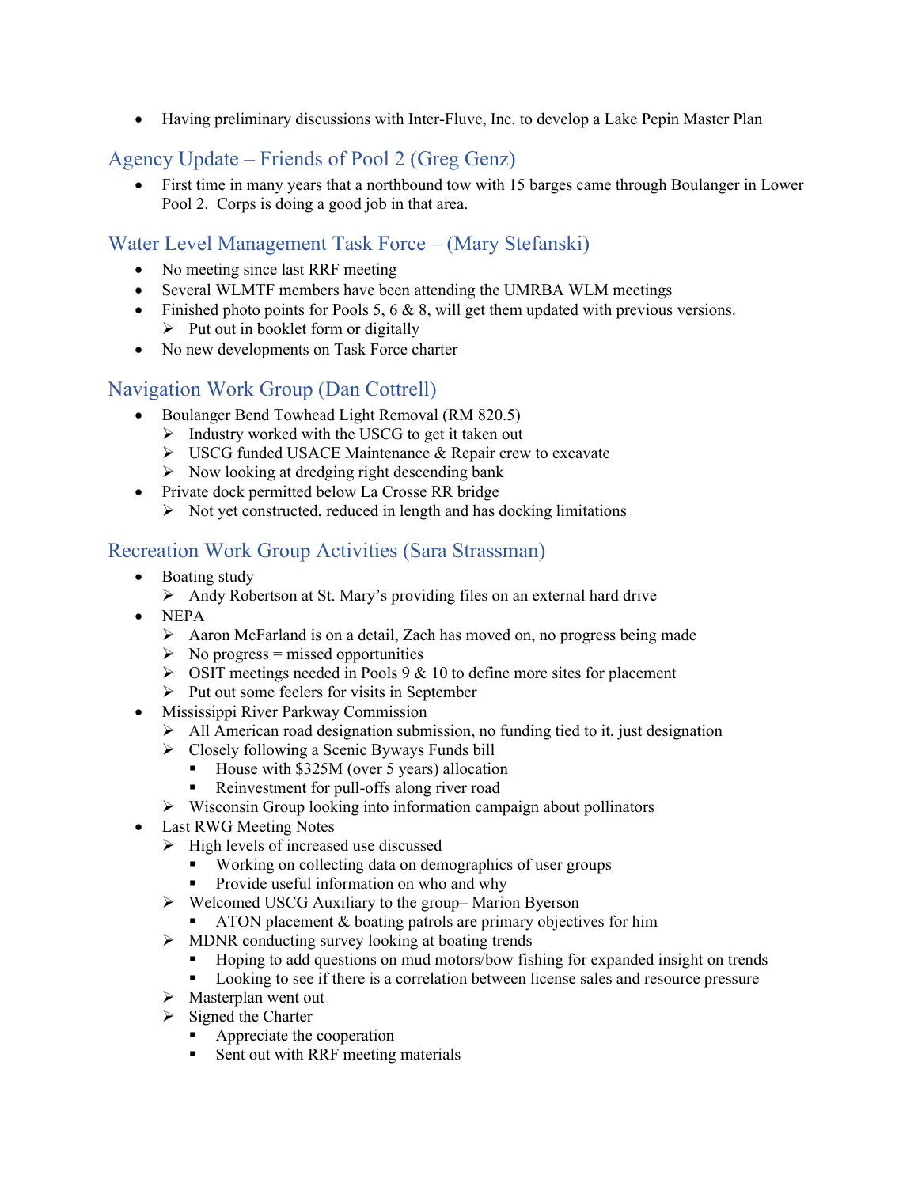- Having preliminary discussions with Inter-Fluve, Inc. to develop a Lake Pepin Master Plan

## Agency Update – Friends of Pool 2 (Greg Genz)

- First time in many years that a northbound tow with 15 barges came through Boulanger in Lower Pool 2. Corps is doing a good job in that area.

## Water Level Management Task Force – (Mary Stefanski)

- No meeting since last RRF meeting
- Several WLMTF members have been attending the UMRBA WLM meetings
- Finished photo points for Pools 5, 6 & 8, will get them updated with previous versions.
  - Put out in booklet form or digitally
- No new developments on Task Force charter

## Navigation Work Group (Dan Cottrell)

- Boulanger Bend Towhead Light Removal (RM 820.5)
  - Industry worked with the USCG to get it taken out
  - USCG funded USACE Maintenance & Repair crew to excavate
  - Now looking at dredging right descending bank
- Private dock permitted below La Crosse RR bridge
  - Not yet constructed, reduced in length and has docking limitations

## Recreation Work Group Activities (Sara Strassman)

- Boating study
  - Andy Robertson at St. Mary's providing files on an external hard drive
- NEPA
  - Aaron McFarland is on a detail, Zach has moved on, no progress being made
  - No progress = missed opportunities
  - OSIT meetings needed in Pools 9 & 10 to define more sites for placement
  - Put out some feelers for visits in September
- Mississippi River Parkway Commission
  - All American road designation submission, no funding tied to it, just designation
  - Closely following a Scenic Byways Funds bill
    - House with $325M (over 5 years) allocation
    - Reinvestment for pull-offs along river road
  - Wisconsin Group looking into information campaign about pollinators
- Last RWG Meeting Notes
  - High levels of increased use discussed
    - Working on collecting data on demographics of user groups
    - Provide useful information on who and why
  - Welcomed USCG Auxiliary to the group– Marion Byerson
    - ATON placement & boating patrols are primary objectives for him
  - MDNR conducting survey looking at boating trends
    - Hoping to add questions on mud motors/bow fishing for expanded insight on trends
    - Looking to see if there is a correlation between license sales and resource pressure
  - Masterplan went out
  - Signed the Charter
    - Appreciate the cooperation
    - Sent out with RRF meeting materials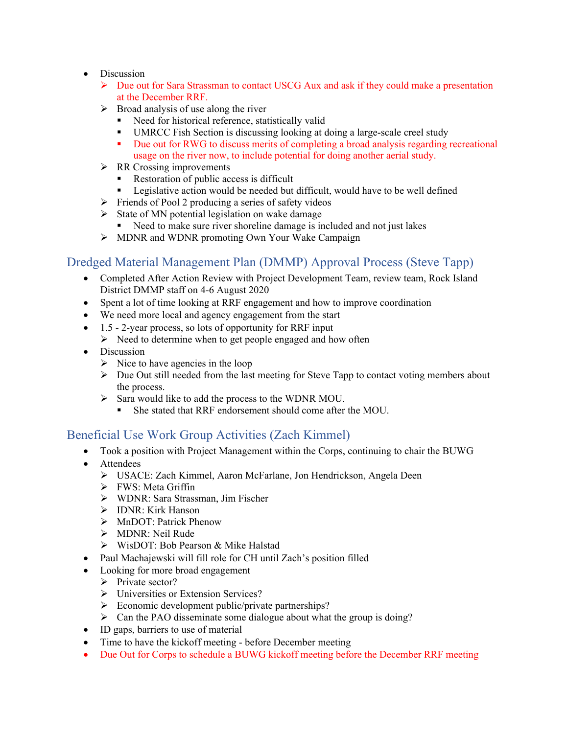- Discussion
  - Due out for Sara Strassman to contact USCG Aux and ask if they could make a presentation at the December RRF.
  - Broad analysis of use along the river
    - Need for historical reference, statistically valid
    - UMRCC Fish Section is discussing looking at doing a large-scale creel study
    - Due out for RWG to discuss merits of completing a broad analysis regarding recreational usage on the river now, to include potential for doing another aerial study.
  - RR Crossing improvements
    - Restoration of public access is difficult
    - Legislative action would be needed but difficult, would have to be well defined
  - Friends of Pool 2 producing a series of safety videos
  - State of MN potential legislation on wake damage
    - Need to make sure river shoreline damage is included and not just lakes
  - MDNR and WDNR promoting Own Your Wake Campaign

## Dredged Material Management Plan (DMMP) Approval Process (Steve Tapp)

- Completed After Action Review with Project Development Team, review team, Rock Island District DMMP staff on 4-6 August 2020
- Spent a lot of time looking at RRF engagement and how to improve coordination
- We need more local and agency engagement from the start
- 1.5 - 2-year process, so lots of opportunity for RRF input
  - Need to determine when to get people engaged and how often
- Discussion
  - Nice to have agencies in the loop
  - Due Out still needed from the last meeting for Steve Tapp to contact voting members about the process.
  - Sara would like to add the process to the WDNR MOU.
    - She stated that RRF endorsement should come after the MOU.

## Beneficial Use Work Group Activities (Zach Kimmel)

- Took a position with Project Management within the Corps, continuing to chair the BUWG
- Attendees
  - USACE: Zach Kimmel, Aaron McFarlane, Jon Hendrickson, Angela Deen
  - FWS: Meta Griffin
  - WDNR: Sara Strassman, Jim Fischer
  - IDNR: Kirk Hanson
  - MnDOT: Patrick Phenow
  - MDNR: Neil Rude
  - WisDOT: Bob Pearson & Mike Halstad
- Paul Machajewski will fill role for CH until Zach's position filled
- Looking for more broad engagement
  - Private sector?
  - Universities or Extension Services?
  - Economic development public/private partnerships?
  - Can the PAO disseminate some dialogue about what the group is doing?
- ID gaps, barriers to use of material
- Time to have the kickoff meeting - before December meeting
- Due Out for Corps to schedule a BUWG kickoff meeting before the December RRF meeting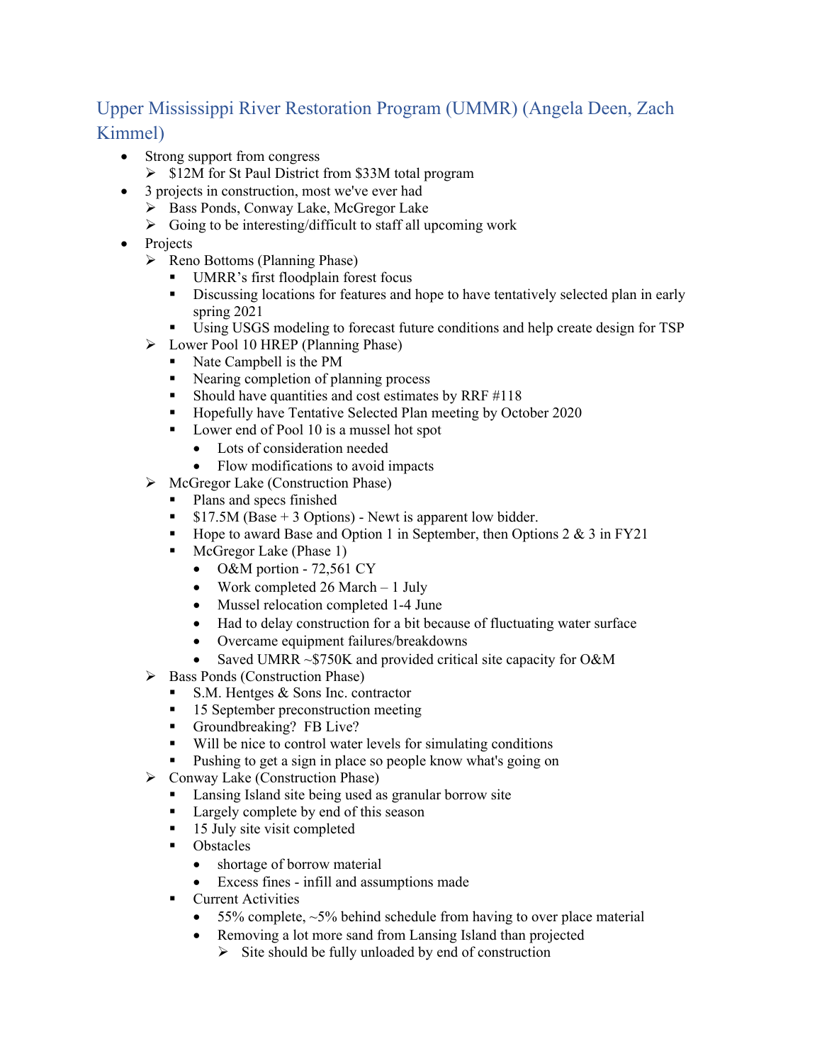## Upper Mississippi River Restoration Program (UMMR) (Angela Deen, Zach Kimmel)

- Strong support from congress
  - $12M for St Paul District from $33M total program
- 3 projects in construction, most we've ever had
  - Bass Ponds, Conway Lake, McGregor Lake
  - Going to be interesting/difficult to staff all upcoming work
- Projects
  - Reno Bottoms (Planning Phase)
    - UMRR's first floodplain forest focus
    - Discussing locations for features and hope to have tentatively selected plan in early spring 2021
    - Using USGS modeling to forecast future conditions and help create design for TSP
  - Lower Pool 10 HREP (Planning Phase)
    - Nate Campbell is the PM
    - Nearing completion of planning process
    - Should have quantities and cost estimates by RRF #118
    - Hopefully have Tentative Selected Plan meeting by October 2020
    - Lower end of Pool 10 is a mussel hot spot
      - Lots of consideration needed
      - Flow modifications to avoid impacts
  - McGregor Lake (Construction Phase)
    - Plans and specs finished
    - $17.5M (Base + 3 Options) - Newt is apparent low bidder.
    - Hope to award Base and Option 1 in September, then Options 2 & 3 in FY21
    - McGregor Lake (Phase 1)
      - O&M portion - 72,561 CY
      - Work completed 26 March – 1 July
      - Mussel relocation completed 1-4 June
      - Had to delay construction for a bit because of fluctuating water surface
      - Overcame equipment failures/breakdowns
      - Saved UMRR ~$750K and provided critical site capacity for O&M
  - Bass Ponds (Construction Phase)
    - S.M. Hentges & Sons Inc. contractor
    - 15 September preconstruction meeting
    - Groundbreaking? FB Live?
    - Will be nice to control water levels for simulating conditions
    - Pushing to get a sign in place so people know what's going on
  - Conway Lake (Construction Phase)
    - Lansing Island site being used as granular borrow site
    - Largely complete by end of this season
    - 15 July site visit completed
    - Obstacles
      - shortage of borrow material
      - Excess fines - infill and assumptions made
    - Current Activities
      - 55% complete, ~5% behind schedule from having to over place material
      - Removing a lot more sand from Lansing Island than projected
        - Site should be fully unloaded by end of construction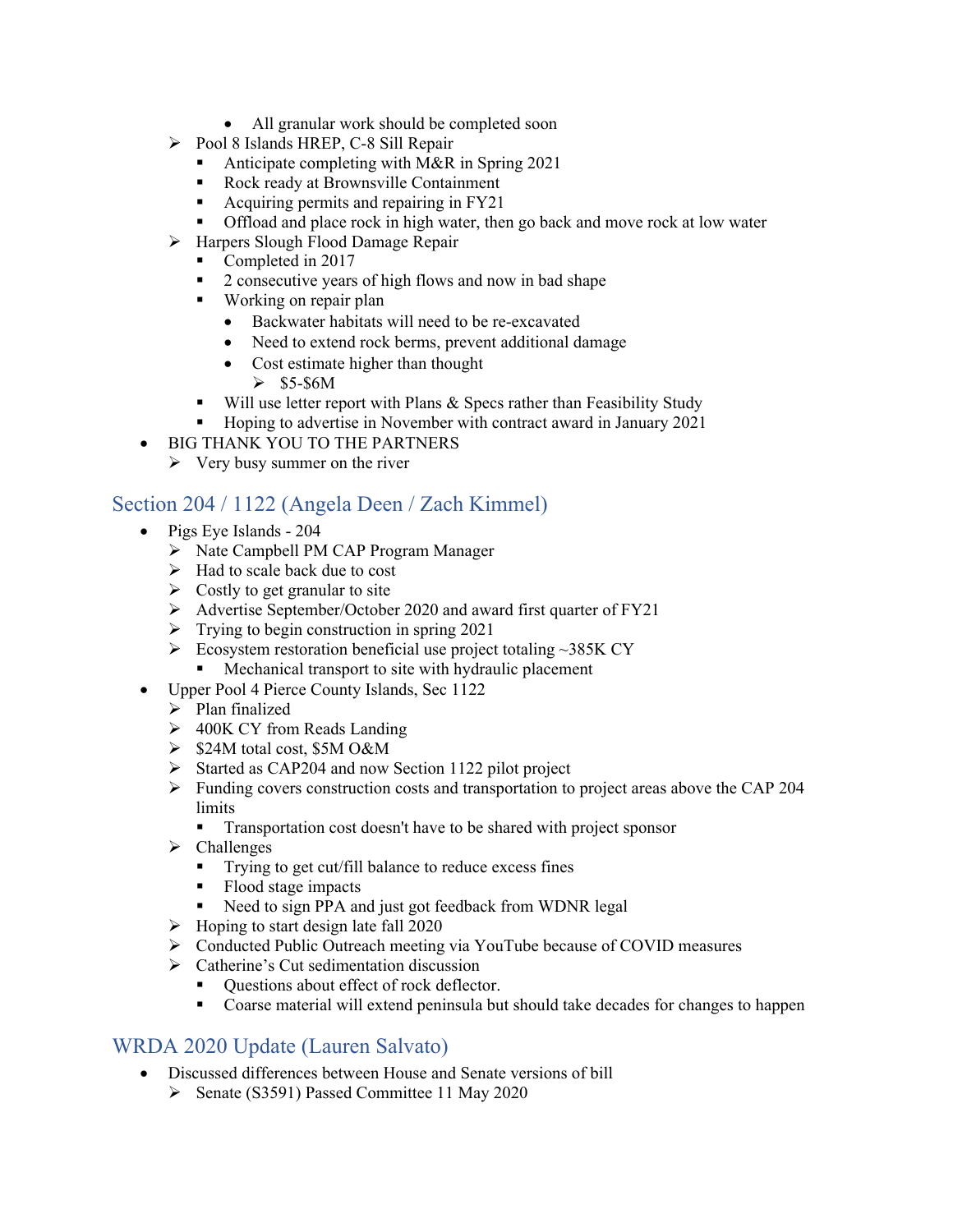- All granular work should be completed soon
  - Pool 8 Islands HREP, C-8 Sill Repair
    - Anticipate completing with M&R in Spring 2021
    - Rock ready at Brownsville Containment
    - Acquiring permits and repairing in FY21
    - Offload and place rock in high water, then go back and move rock at low water
  - Harpers Slough Flood Damage Repair
    - Completed in 2017
    - 2 consecutive years of high flows and now in bad shape
    - Working on repair plan
      - Backwater habitats will need to be re-excavated
      - Need to extend rock berms, prevent additional damage
      - Cost estimate higher than thought
        - $5-$6M
    - Will use letter report with Plans & Specs rather than Feasibility Study
    - Hoping to advertise in November with contract award in January 2021
- BIG THANK YOU TO THE PARTNERS
  - Very busy summer on the river

## Section 204 / 1122 (Angela Deen / Zach Kimmel)

- Pigs Eye Islands - 204
  - Nate Campbell PM CAP Program Manager
  - Had to scale back due to cost
  - Costly to get granular to site
  - Advertise September/October 2020 and award first quarter of FY21
  - Trying to begin construction in spring 2021
  - Ecosystem restoration beneficial use project totaling ~385K CY
    - Mechanical transport to site with hydraulic placement
- Upper Pool 4 Pierce County Islands, Sec 1122
  - Plan finalized
  - 400K CY from Reads Landing
  - $24M total cost, $5M O&M
  - Started as CAP204 and now Section 1122 pilot project
  - Funding covers construction costs and transportation to project areas above the CAP 204 limits
    - Transportation cost doesn't have to be shared with project sponsor
  - Challenges
    - Trying to get cut/fill balance to reduce excess fines
    - Flood stage impacts
    - Need to sign PPA and just got feedback from WDNR legal
  - Hoping to start design late fall 2020
  - Conducted Public Outreach meeting via YouTube because of COVID measures
  - Catherine's Cut sedimentation discussion
    - Questions about effect of rock deflector.
    - Coarse material will extend peninsula but should take decades for changes to happen

## WRDA 2020 Update (Lauren Salvato)

- Discussed differences between House and Senate versions of bill
  - Senate (S3591) Passed Committee 11 May 2020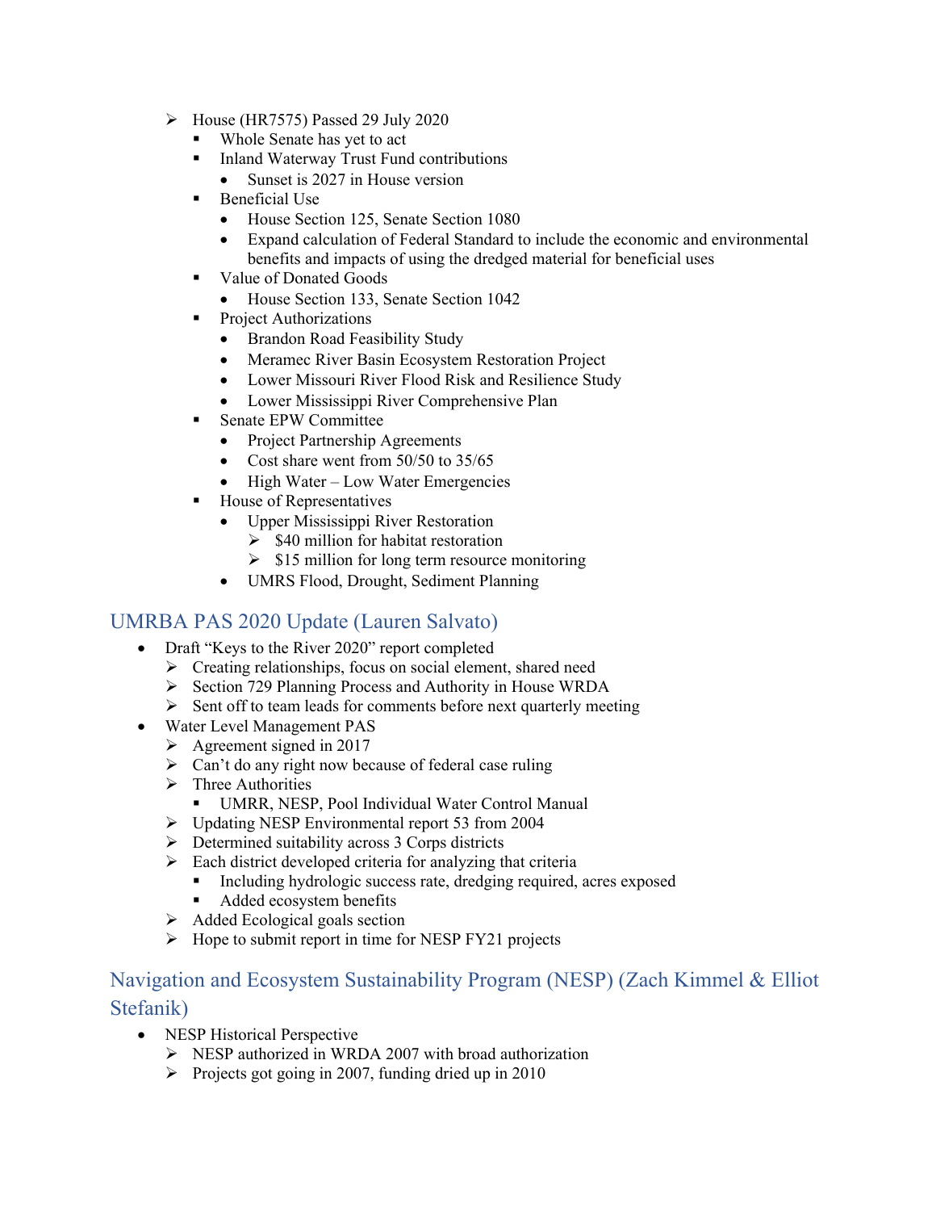- House (HR7575) Passed 29 July 2020
  - Whole Senate has yet to act
  - Inland Waterway Trust Fund contributions
    - Sunset is 2027 in House version
  - Beneficial Use
    - House Section 125, Senate Section 1080
    - Expand calculation of Federal Standard to include the economic and environmental benefits and impacts of using the dredged material for beneficial uses
  - Value of Donated Goods
    - House Section 133, Senate Section 1042
  - Project Authorizations
    - Brandon Road Feasibility Study
    - Meramec River Basin Ecosystem Restoration Project
    - Lower Missouri River Flood Risk and Resilience Study
    - Lower Mississippi River Comprehensive Plan
  - Senate EPW Committee
    - Project Partnership Agreements
    - Cost share went from 50/50 to 35/65
    - High Water – Low Water Emergencies
  - House of Representatives
    - Upper Mississippi River Restoration
      - $40 million for habitat restoration
      - $15 million for long term resource monitoring
    - UMRS Flood, Drought, Sediment Planning

## UMRBA PAS 2020 Update (Lauren Salvato)

- Draft "Keys to the River 2020" report completed
  - Creating relationships, focus on social element, shared need
  - Section 729 Planning Process and Authority in House WRDA
  - Sent off to team leads for comments before next quarterly meeting
- Water Level Management PAS
  - Agreement signed in 2017
  - Can't do any right now because of federal case ruling
  - Three Authorities
    - UMRR, NESP, Pool Individual Water Control Manual
  - Updating NESP Environmental report 53 from 2004
  - Determined suitability across 3 Corps districts
  - Each district developed criteria for analyzing that criteria
    - Including hydrologic success rate, dredging required, acres exposed
    - Added ecosystem benefits
  - Added Ecological goals section
  - Hope to submit report in time for NESP FY21 projects

## Navigation and Ecosystem Sustainability Program (NESP) (Zach Kimmel & Elliot Stefanik)

- NESP Historical Perspective
  - NESP authorized in WRDA 2007 with broad authorization
  - Projects got going in 2007, funding dried up in 2010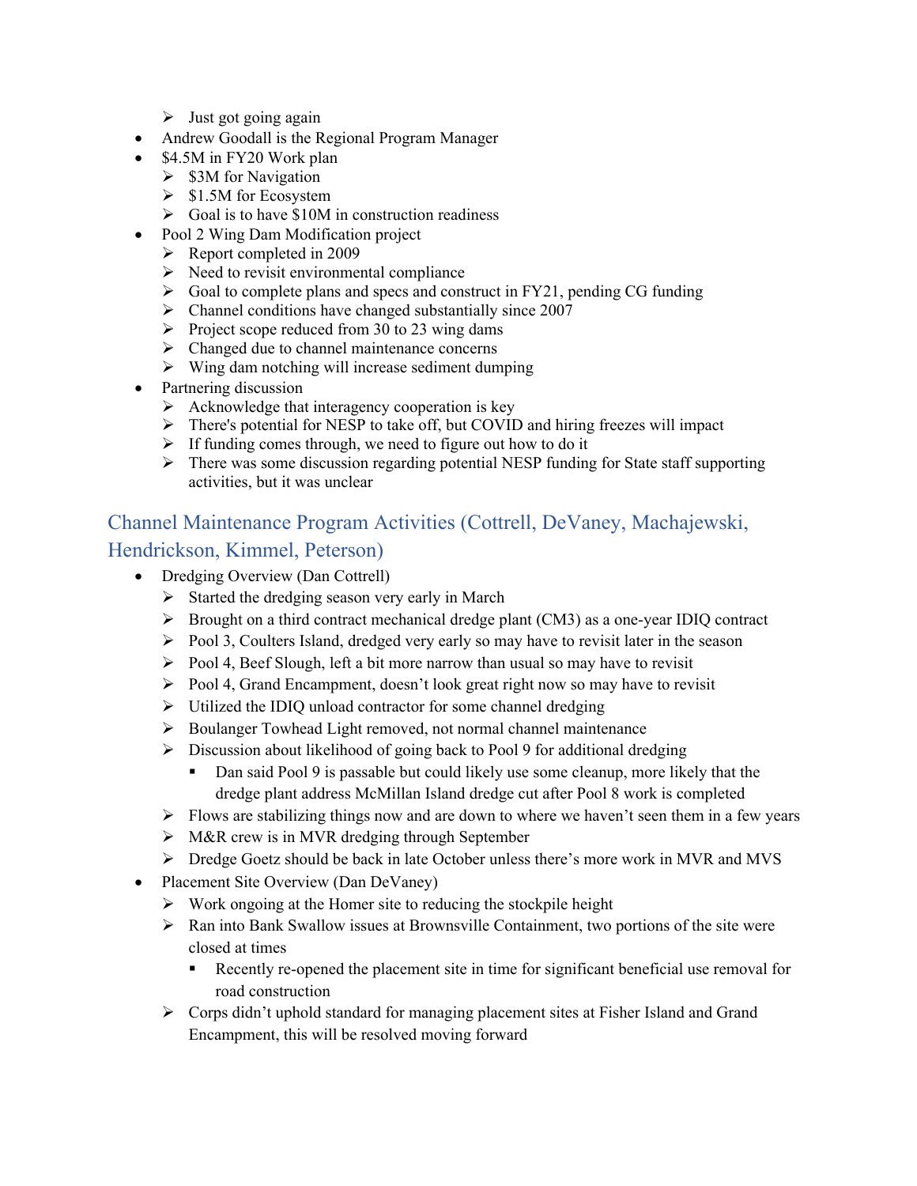- Just got going again
- Andrew Goodall is the Regional Program Manager
- $4.5M in FY20 Work plan
    - $3M for Navigation
    - $1.5M for Ecosystem
    - Goal is to have $10M in construction readiness
- Pool 2 Wing Dam Modification project
    - Report completed in 2009
    - Need to revisit environmental compliance
    - Goal to complete plans and specs and construct in FY21, pending CG funding
    - Channel conditions have changed substantially since 2007
    - Project scope reduced from 30 to 23 wing dams
    - Changed due to channel maintenance concerns
    - Wing dam notching will increase sediment dumping
- Partnering discussion
    - Acknowledge that interagency cooperation is key
    - There's potential for NESP to take off, but COVID and hiring freezes will impact
    - If funding comes through, we need to figure out how to do it
    - There was some discussion regarding potential NESP funding for State staff supporting activities, but it was unclear

## Channel Maintenance Program Activities (Cottrell, DeVaney, Machajewski, Hendrickson, Kimmel, Peterson)

- Dredging Overview (Dan Cottrell)
    - Started the dredging season very early in March
    - Brought on a third contract mechanical dredge plant (CM3) as a one-year IDIQ contract
    - Pool 3, Coulters Island, dredged very early so may have to revisit later in the season
    - Pool 4, Beef Slough, left a bit more narrow than usual so may have to revisit
    - Pool 4, Grand Encampment, doesn't look great right now so may have to revisit
    - Utilized the IDIQ unload contractor for some channel dredging
    - Boulanger Towhead Light removed, not normal channel maintenance
    - Discussion about likelihood of going back to Pool 9 for additional dredging
        - Dan said Pool 9 is passable but could likely use some cleanup, more likely that the dredge plant address McMillan Island dredge cut after Pool 8 work is completed
    - Flows are stabilizing things now and are down to where we haven't seen them in a few years
    - M&R crew is in MVR dredging through September
    - Dredge Goetz should be back in late October unless there's more work in MVR and MVS
- Placement Site Overview (Dan DeVaney)
    - Work ongoing at the Homer site to reducing the stockpile height
    - Ran into Bank Swallow issues at Brownsville Containment, two portions of the site were closed at times
        - Recently re-opened the placement site in time for significant beneficial use removal for road construction
    - Corps didn't uphold standard for managing placement sites at Fisher Island and Grand Encampment, this will be resolved moving forward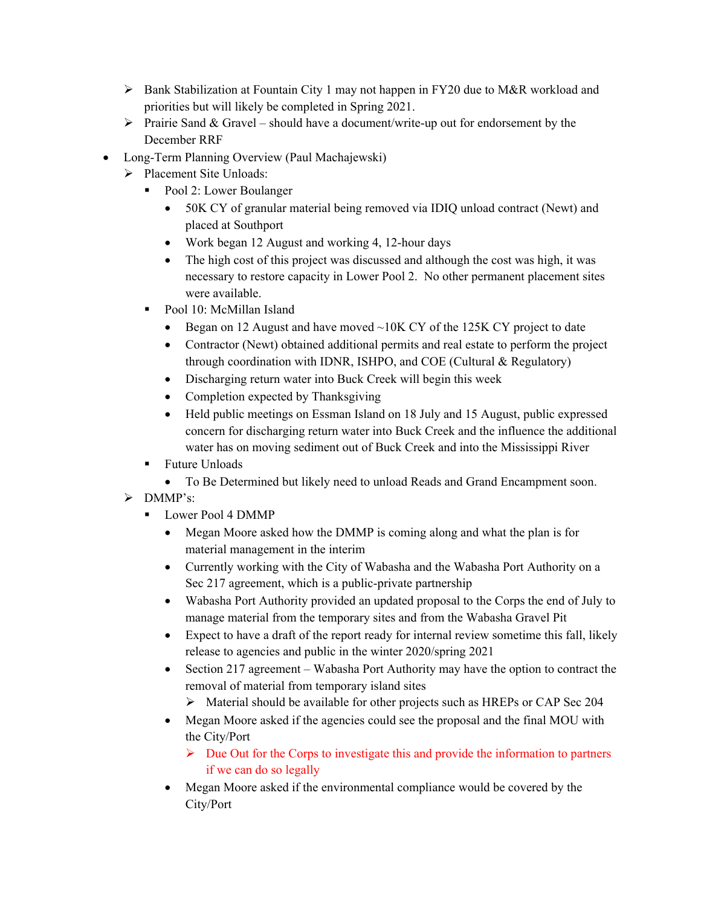- Bank Stabilization at Fountain City 1 may not happen in FY20 due to M&R workload and priorities but will likely be completed in Spring 2021.
    - Prairie Sand & Gravel – should have a document/write-up out for endorsement by the December RRF
- Long-Term Planning Overview (Paul Machajewski)
    - Placement Site Unloads:
        - Pool 2: Lower Boulanger
            - 50K CY of granular material being removed via IDIQ unload contract (Newt) and placed at Southport
            - Work began 12 August and working 4, 12-hour days
            - The high cost of this project was discussed and although the cost was high, it was necessary to restore capacity in Lower Pool 2. No other permanent placement sites were available.
        - Pool 10: McMillan Island
            - Began on 12 August and have moved ~10K CY of the 125K CY project to date
            - Contractor (Newt) obtained additional permits and real estate to perform the project through coordination with IDNR, ISHPO, and COE (Cultural & Regulatory)
            - Discharging return water into Buck Creek will begin this week
            - Completion expected by Thanksgiving
            - Held public meetings on Essman Island on 18 July and 15 August, public expressed concern for discharging return water into Buck Creek and the influence the additional water has on moving sediment out of Buck Creek and into the Mississippi River
        - Future Unloads
            - To Be Determined but likely need to unload Reads and Grand Encampment soon.
    - DMMP's:
        - Lower Pool 4 DMMP
            - Megan Moore asked how the DMMP is coming along and what the plan is for material management in the interim
            - Currently working with the City of Wabasha and the Wabasha Port Authority on a Sec 217 agreement, which is a public-private partnership
            - Wabasha Port Authority provided an updated proposal to the Corps the end of July to manage material from the temporary sites and from the Wabasha Gravel Pit
            - Expect to have a draft of the report ready for internal review sometime this fall, likely release to agencies and public in the winter 2020/spring 2021
            - Section 217 agreement – Wabasha Port Authority may have the option to contract the removal of material from temporary island sites
                - Material should be available for other projects such as HREPs or CAP Sec 204
            - Megan Moore asked if the agencies could see the proposal and the final MOU with the City/Port
                - Due Out for the Corps to investigate this and provide the information to partners if we can do so legally
            - Megan Moore asked if the environmental compliance would be covered by the City/Port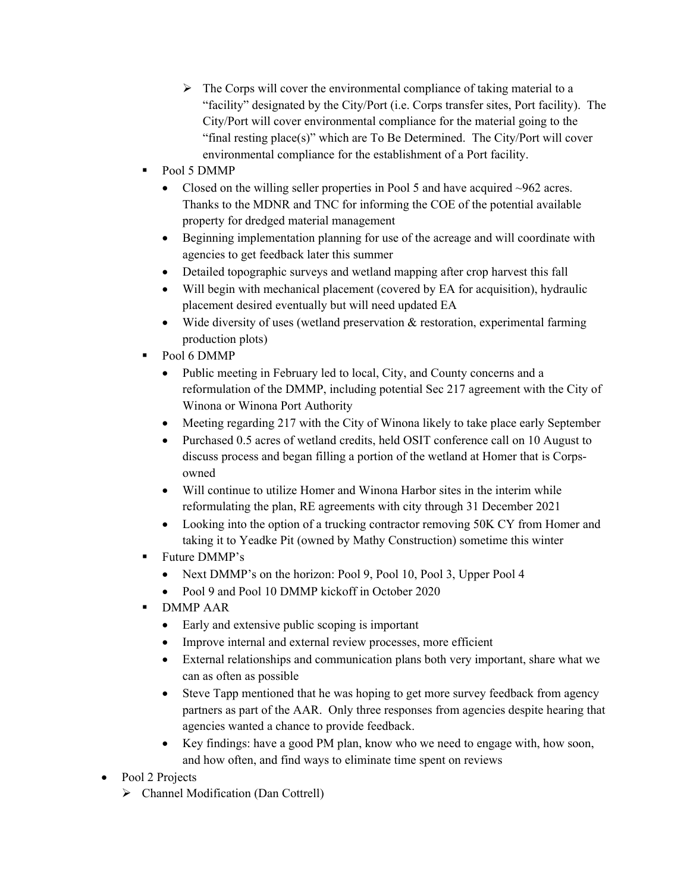- The Corps will cover the environmental compliance of taking material to a "facility" designated by the City/Port (i.e. Corps transfer sites, Port facility). The City/Port will cover environmental compliance for the material going to the "final resting place(s)" which are To Be Determined. The City/Port will cover environmental compliance for the establishment of a Port facility.
  - Pool 5 DMMP
    - Closed on the willing seller properties in Pool 5 and have acquired ~962 acres. Thanks to the MDNR and TNC for informing the COE of the potential available property for dredged material management
    - Beginning implementation planning for use of the acreage and will coordinate with agencies to get feedback later this summer
    - Detailed topographic surveys and wetland mapping after crop harvest this fall
    - Will begin with mechanical placement (covered by EA for acquisition), hydraulic placement desired eventually but will need updated EA
    - Wide diversity of uses (wetland preservation & restoration, experimental farming production plots)
  - Pool 6 DMMP
    - Public meeting in February led to local, City, and County concerns and a reformulation of the DMMP, including potential Sec 217 agreement with the City of Winona or Winona Port Authority
    - Meeting regarding 217 with the City of Winona likely to take place early September
    - Purchased 0.5 acres of wetland credits, held OSIT conference call on 10 August to discuss process and began filling a portion of the wetland at Homer that is Corps-owned
    - Will continue to utilize Homer and Winona Harbor sites in the interim while reformulating the plan, RE agreements with city through 31 December 2021
    - Looking into the option of a trucking contractor removing 50K CY from Homer and taking it to Yeadke Pit (owned by Mathy Construction) sometime this winter
  - Future DMMP's
    - Next DMMP's on the horizon: Pool 9, Pool 10, Pool 3, Upper Pool 4
    - Pool 9 and Pool 10 DMMP kickoff in October 2020
  - DMMP AAR
    - Early and extensive public scoping is important
    - Improve internal and external review processes, more efficient
    - External relationships and communication plans both very important, share what we can as often as possible
    - Steve Tapp mentioned that he was hoping to get more survey feedback from agency partners as part of the AAR. Only three responses from agencies despite hearing that agencies wanted a chance to provide feedback.
    - Key findings: have a good PM plan, know who we need to engage with, how soon, and how often, and find ways to eliminate time spent on reviews

- Pool 2 Projects
  - Channel Modification (Dan Cottrell)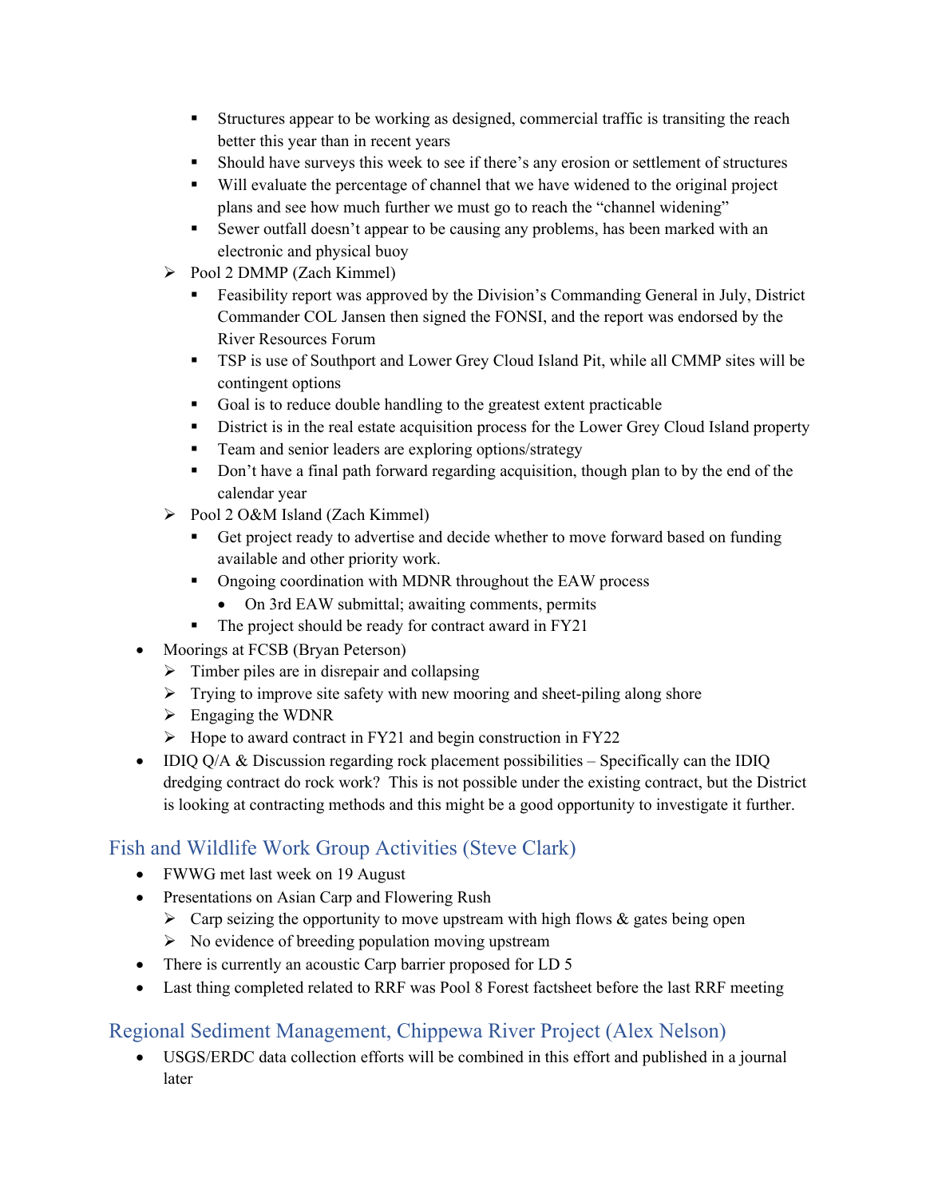- Structures appear to be working as designed, commercial traffic is transiting the reach better this year than in recent years
        - Should have surveys this week to see if there's any erosion or settlement of structures
        - Will evaluate the percentage of channel that we have widened to the original project plans and see how much further we must go to reach the "channel widening"
        - Sewer outfall doesn't appear to be causing any problems, has been marked with an electronic and physical buoy
    - Pool 2 DMMP (Zach Kimmel)
        - Feasibility report was approved by the Division's Commanding General in July, District Commander COL Jansen then signed the FONSI, and the report was endorsed by the River Resources Forum
        - TSP is use of Southport and Lower Grey Cloud Island Pit, while all CMMP sites will be contingent options
        - Goal is to reduce double handling to the greatest extent practicable
        - District is in the real estate acquisition process for the Lower Grey Cloud Island property
        - Team and senior leaders are exploring options/strategy
        - Don't have a final path forward regarding acquisition, though plan to by the end of the calendar year
    - Pool 2 O&M Island (Zach Kimmel)
        - Get project ready to advertise and decide whether to move forward based on funding available and other priority work.
        - Ongoing coordination with MDNR throughout the EAW process
            - On 3rd EAW submittal; awaiting comments, permits
        - The project should be ready for contract award in FY21
- Moorings at FCSB (Bryan Peterson)
    - Timber piles are in disrepair and collapsing
    - Trying to improve site safety with new mooring and sheet-piling along shore
    - Engaging the WDNR
    - Hope to award contract in FY21 and begin construction in FY22
- IDIQ Q/A & Discussion regarding rock placement possibilities – Specifically can the IDIQ dredging contract do rock work? This is not possible under the existing contract, but the District is looking at contracting methods and this might be a good opportunity to investigate it further.

## Fish and Wildlife Work Group Activities (Steve Clark)

- FWWG met last week on 19 August
- Presentations on Asian Carp and Flowering Rush
    - Carp seizing the opportunity to move upstream with high flows & gates being open
    - No evidence of breeding population moving upstream
- There is currently an acoustic Carp barrier proposed for LD 5
- Last thing completed related to RRF was Pool 8 Forest factsheet before the last RRF meeting

## Regional Sediment Management, Chippewa River Project (Alex Nelson)

- USGS/ERDC data collection efforts will be combined in this effort and published in a journal later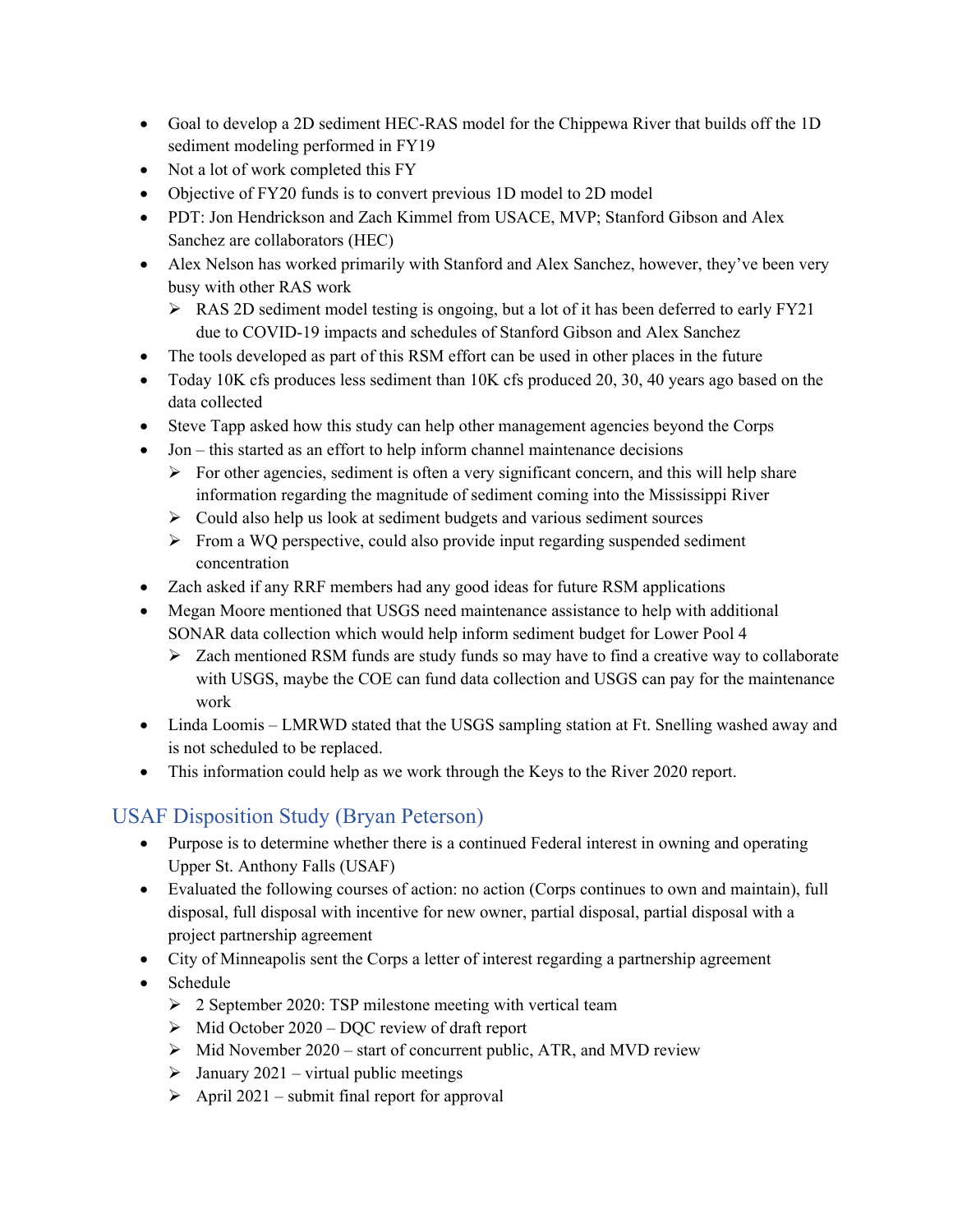- Goal to develop a 2D sediment HEC-RAS model for the Chippewa River that builds off the 1D sediment modeling performed in FY19
- Not a lot of work completed this FY
- Objective of FY20 funds is to convert previous 1D model to 2D model
- PDT: Jon Hendrickson and Zach Kimmel from USACE, MVP; Stanford Gibson and Alex Sanchez are collaborators (HEC)
- Alex Nelson has worked primarily with Stanford and Alex Sanchez, however, they've been very busy with other RAS work
  - RAS 2D sediment model testing is ongoing, but a lot of it has been deferred to early FY21 due to COVID-19 impacts and schedules of Stanford Gibson and Alex Sanchez
- The tools developed as part of this RSM effort can be used in other places in the future
- Today 10K cfs produces less sediment than 10K cfs produced 20, 30, 40 years ago based on the data collected
- Steve Tapp asked how this study can help other management agencies beyond the Corps
- Jon – this started as an effort to help inform channel maintenance decisions
  - For other agencies, sediment is often a very significant concern, and this will help share information regarding the magnitude of sediment coming into the Mississippi River
  - Could also help us look at sediment budgets and various sediment sources
  - From a WQ perspective, could also provide input regarding suspended sediment concentration
- Zach asked if any RRF members had any good ideas for future RSM applications
- Megan Moore mentioned that USGS need maintenance assistance to help with additional SONAR data collection which would help inform sediment budget for Lower Pool 4
  - Zach mentioned RSM funds are study funds so may have to find a creative way to collaborate with USGS, maybe the COE can fund data collection and USGS can pay for the maintenance work
- Linda Loomis – LMRWD stated that the USGS sampling station at Ft. Snelling washed away and is not scheduled to be replaced.
- This information could help as we work through the Keys to the River 2020 report.

## USAF Disposition Study (Bryan Peterson)

- Purpose is to determine whether there is a continued Federal interest in owning and operating Upper St. Anthony Falls (USAF)
- Evaluated the following courses of action: no action (Corps continues to own and maintain), full disposal, full disposal with incentive for new owner, partial disposal, partial disposal with a project partnership agreement
- City of Minneapolis sent the Corps a letter of interest regarding a partnership agreement
- Schedule
  - 2 September 2020: TSP milestone meeting with vertical team
  - Mid October 2020 – DQC review of draft report
  - Mid November 2020 – start of concurrent public, ATR, and MVD review
  - January 2021 – virtual public meetings
  - April 2021 – submit final report for approval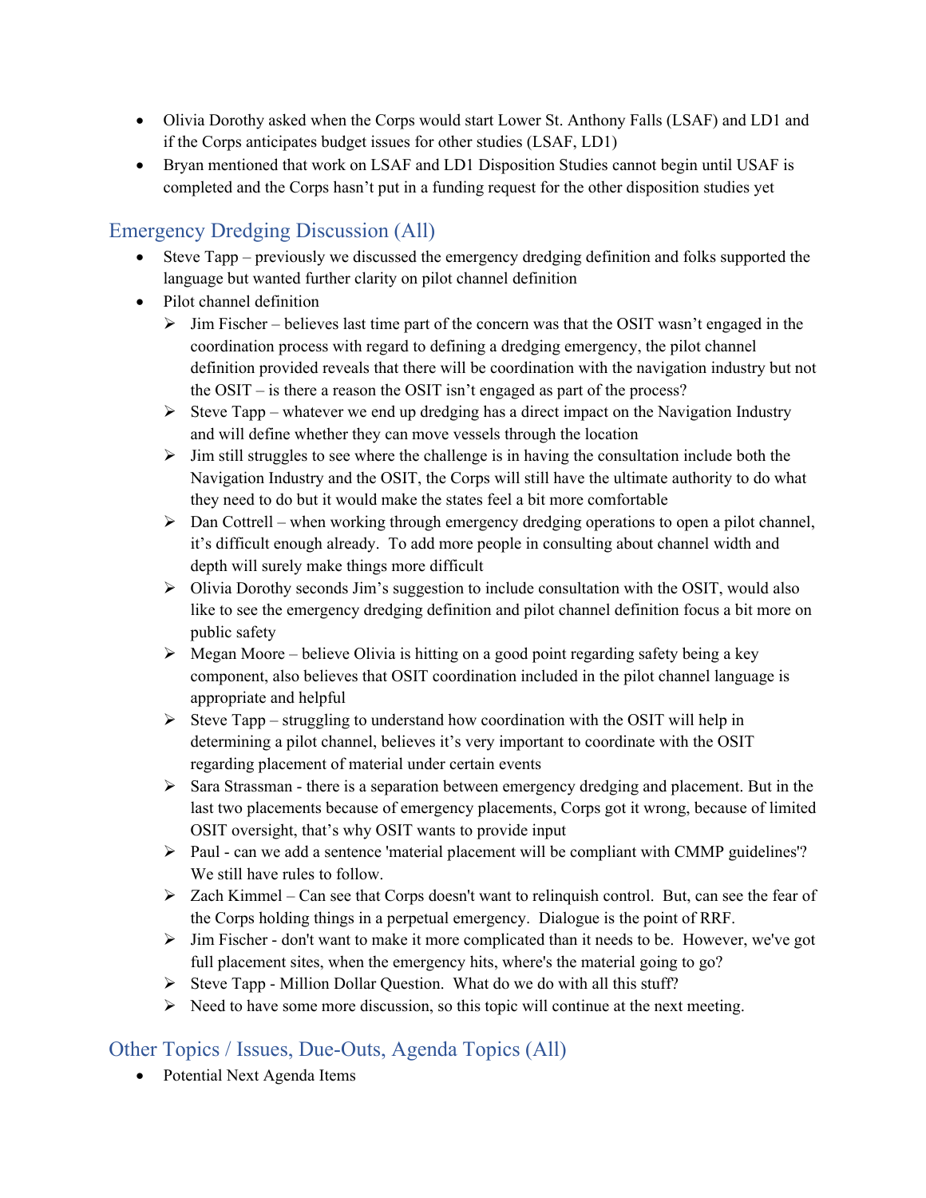- Olivia Dorothy asked when the Corps would start Lower St. Anthony Falls (LSAF) and LD1 and if the Corps anticipates budget issues for other studies (LSAF, LD1)
- Bryan mentioned that work on LSAF and LD1 Disposition Studies cannot begin until USAF is completed and the Corps hasn't put in a funding request for the other disposition studies yet

## Emergency Dredging Discussion (All)

- Steve Tapp – previously we discussed the emergency dredging definition and folks supported the language but wanted further clarity on pilot channel definition
- Pilot channel definition
  - Jim Fischer – believes last time part of the concern was that the OSIT wasn't engaged in the coordination process with regard to defining a dredging emergency, the pilot channel definition provided reveals that there will be coordination with the navigation industry but not the OSIT – is there a reason the OSIT isn't engaged as part of the process?
  - Steve Tapp – whatever we end up dredging has a direct impact on the Navigation Industry and will define whether they can move vessels through the location
  - Jim still struggles to see where the challenge is in having the consultation include both the Navigation Industry and the OSIT, the Corps will still have the ultimate authority to do what they need to do but it would make the states feel a bit more comfortable
  - Dan Cottrell – when working through emergency dredging operations to open a pilot channel, it's difficult enough already. To add more people in consulting about channel width and depth will surely make things more difficult
  - Olivia Dorothy seconds Jim's suggestion to include consultation with the OSIT, would also like to see the emergency dredging definition and pilot channel definition focus a bit more on public safety
  - Megan Moore – believe Olivia is hitting on a good point regarding safety being a key component, also believes that OSIT coordination included in the pilot channel language is appropriate and helpful
  - Steve Tapp – struggling to understand how coordination with the OSIT will help in determining a pilot channel, believes it's very important to coordinate with the OSIT regarding placement of material under certain events
  - Sara Strassman - there is a separation between emergency dredging and placement. But in the last two placements because of emergency placements, Corps got it wrong, because of limited OSIT oversight, that's why OSIT wants to provide input
  - Paul - can we add a sentence 'material placement will be compliant with CMMP guidelines'? We still have rules to follow.
  - Zach Kimmel – Can see that Corps doesn't want to relinquish control. But, can see the fear of the Corps holding things in a perpetual emergency. Dialogue is the point of RRF.
  - Jim Fischer - don't want to make it more complicated than it needs to be. However, we've got full placement sites, when the emergency hits, where's the material going to go?
  - Steve Tapp - Million Dollar Question. What do we do with all this stuff?
  - Need to have some more discussion, so this topic will continue at the next meeting.

## Other Topics / Issues, Due-Outs, Agenda Topics (All)

- Potential Next Agenda Items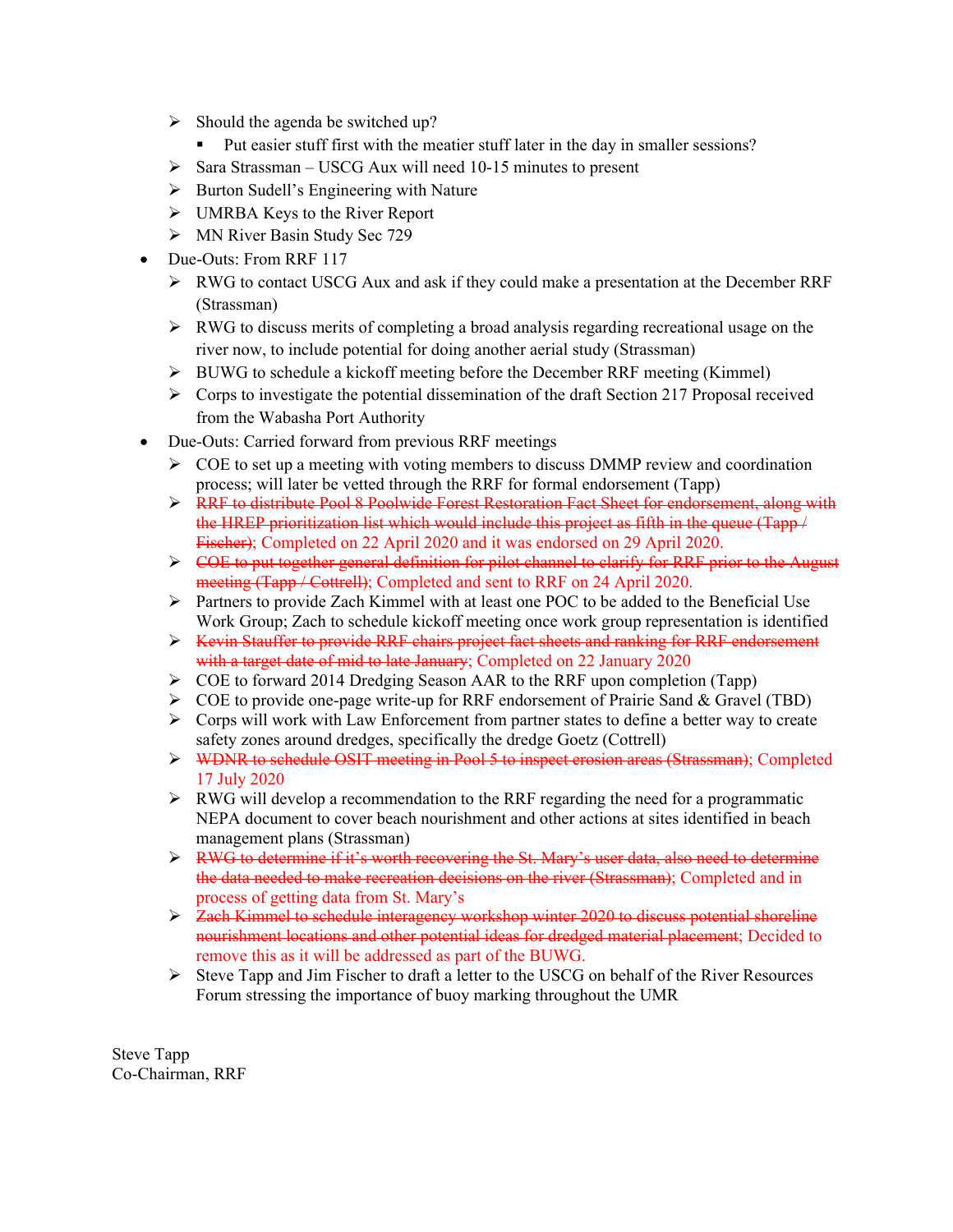- Should the agenda be switched up?
    - Put easier stuff first with the meatier stuff later in the day in smaller sessions?
  - Sara Strassman – USCG Aux will need 10-15 minutes to present
  - Burton Sudell's Engineering with Nature
  - UMRBA Keys to the River Report
  - MN River Basin Study Sec 729
- Due-Outs: From RRF 117
  - RWG to contact USCG Aux and ask if they could make a presentation at the December RRF (Strassman)
  - RWG to discuss merits of completing a broad analysis regarding recreational usage on the river now, to include potential for doing another aerial study (Strassman)
  - BUWG to schedule a kickoff meeting before the December RRF meeting (Kimmel)
  - Corps to investigate the potential dissemination of the draft Section 217 Proposal received from the Wabasha Port Authority
- Due-Outs: Carried forward from previous RRF meetings
  - COE to set up a meeting with voting members to discuss DMMP review and coordination process; will later be vetted through the RRF for formal endorsement (Tapp)
  - ~~RRF to distribute Pool 8 Poolwide Forest Restoration Fact Sheet for endorsement, along with the HREP prioritization list which would include this project as fifth in the queue (Tapp / Fischer)~~; Completed on 22 April 2020 and it was endorsed on 29 April 2020.
  - ~~COE to put together general definition for pilot channel to clarify for RRF prior to the August meeting (Tapp / Cottrell)~~; Completed and sent to RRF on 24 April 2020.
  - Partners to provide Zach Kimmel with at least one POC to be added to the Beneficial Use Work Group; Zach to schedule kickoff meeting once work group representation is identified
  - ~~Kevin Stauffer to provide RRF chairs project fact sheets and ranking for RRF endorsement with a target date of mid to late January~~; Completed on 22 January 2020
  - COE to forward 2014 Dredging Season AAR to the RRF upon completion (Tapp)
  - COE to provide one-page write-up for RRF endorsement of Prairie Sand & Gravel (TBD)
  - Corps will work with Law Enforcement from partner states to define a better way to create safety zones around dredges, specifically the dredge Goetz (Cottrell)
  - ~~WDNR to schedule OSIT meeting in Pool 5 to inspect erosion areas (Strassman)~~; Completed 17 July 2020
  - RWG will develop a recommendation to the RRF regarding the need for a programmatic NEPA document to cover beach nourishment and other actions at sites identified in beach management plans (Strassman)
  - ~~RWG to determine if it's worth recovering the St. Mary's user data, also need to determine the data needed to make recreation decisions on the river (Strassman)~~; Completed and in process of getting data from St. Mary's
  - ~~Zach Kimmel to schedule interagency workshop winter 2020 to discuss potential shoreline nourishment locations and other potential ideas for dredged material placement~~; Decided to remove this as it will be addressed as part of the BUWG.
  - Steve Tapp and Jim Fischer to draft a letter to the USCG on behalf of the River Resources Forum stressing the importance of buoy marking throughout the UMR

Steve Tapp
Co-Chairman, RRF